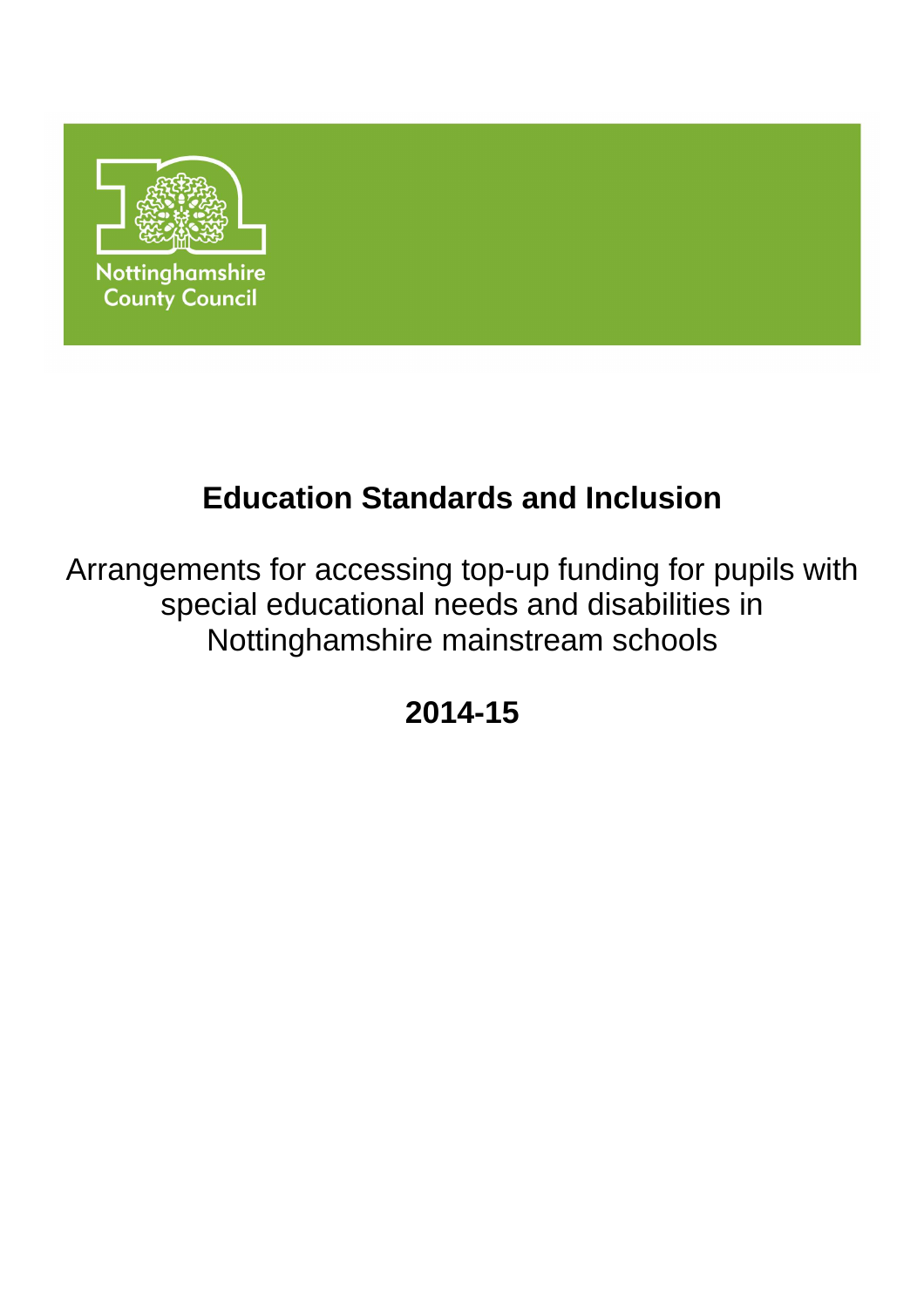Nottinghamshire County Council

# Education Standards and Inclusion

Arrangements for accessing top-up funding for pupils with special educational needs and disabilities in Nottinghamshire mainstream schools

## 2014-15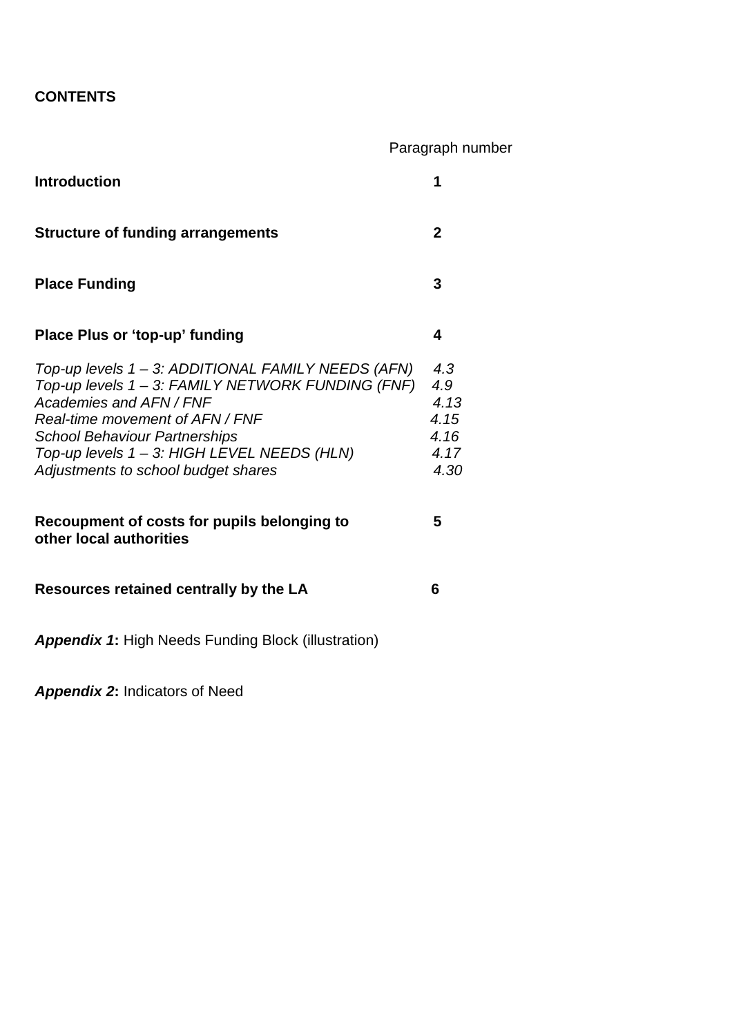**CONTENTS**

| | Paragraph number |
|---|---|
| **Introduction** | **1** |
| **Structure of funding arrangements** | **2** |
| **Place Funding** | **3** |
| **Place Plus or 'top-up' funding** | **4** |
| *Top-up levels 1 – 3: ADDITIONAL FAMILY NEEDS (AFN)* | *4.3* |
| *Top-up levels 1 – 3: FAMILY NETWORK FUNDING (FNF)* | *4.9* |
| *Academies and AFN / FNF* | *4.13* |
| *Real-time movement of AFN / FNF* | *4.15* |
| *School Behaviour Partnerships* | *4.16* |
| *Top-up levels 1 – 3: HIGH LEVEL NEEDS (HLN)* | *4.17* |
| *Adjustments to school budget shares* | *4.30* |
| **Recoupment of costs for pupils belonging to other local authorities** | **5** |
| **Resources retained centrally by the LA** | **6** |

***Appendix 1*:** High Needs Funding Block (illustration)

***Appendix 2*:** Indicators of Need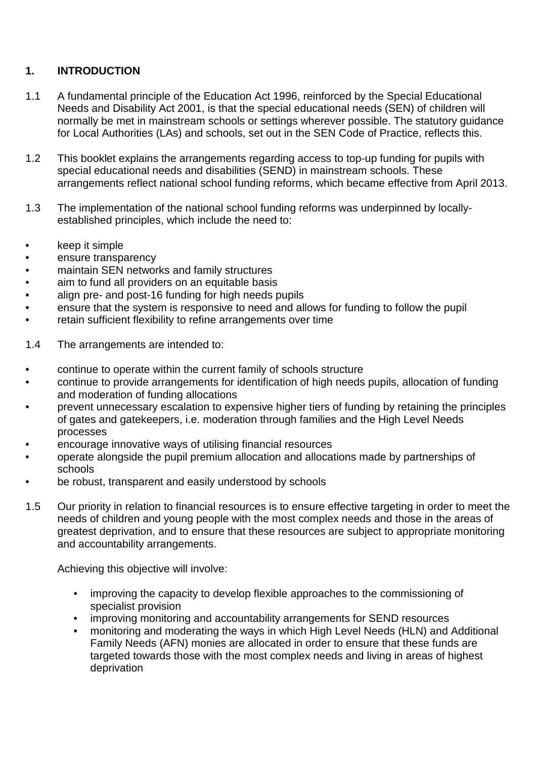## 1. INTRODUCTION

1.1 A fundamental principle of the Education Act 1996, reinforced by the Special Educational Needs and Disability Act 2001, is that the special educational needs (SEN) of children will normally be met in mainstream schools or settings wherever possible. The statutory guidance for Local Authorities (LAs) and schools, set out in the SEN Code of Practice, reflects this.

1.2 This booklet explains the arrangements regarding access to top-up funding for pupils with special educational needs and disabilities (SEND) in mainstream schools. These arrangements reflect national school funding reforms, which became effective from April 2013.

1.3 The implementation of the national school funding reforms was underpinned by locally-established principles, which include the need to:

- keep it simple
- ensure transparency
- maintain SEN networks and family structures
- aim to fund all providers on an equitable basis
- align pre- and post-16 funding for high needs pupils
- ensure that the system is responsive to need and allows for funding to follow the pupil
- retain sufficient flexibility to refine arrangements over time

1.4 The arrangements are intended to:

- continue to operate within the current family of schools structure
- continue to provide arrangements for identification of high needs pupils, allocation of funding and moderation of funding allocations
- prevent unnecessary escalation to expensive higher tiers of funding by retaining the principles of gates and gatekeepers, i.e. moderation through families and the High Level Needs processes
- encourage innovative ways of utilising financial resources
- operate alongside the pupil premium allocation and allocations made by partnerships of schools
- be robust, transparent and easily understood by schools

1.5 Our priority in relation to financial resources is to ensure effective targeting in order to meet the needs of children and young people with the most complex needs and those in the areas of greatest deprivation, and to ensure that these resources are subject to appropriate monitoring and accountability arrangements.

Achieving this objective will involve:

- improving the capacity to develop flexible approaches to the commissioning of specialist provision
- improving monitoring and accountability arrangements for SEND resources
- monitoring and moderating the ways in which High Level Needs (HLN) and Additional Family Needs (AFN) monies are allocated in order to ensure that these funds are targeted towards those with the most complex needs and living in areas of highest deprivation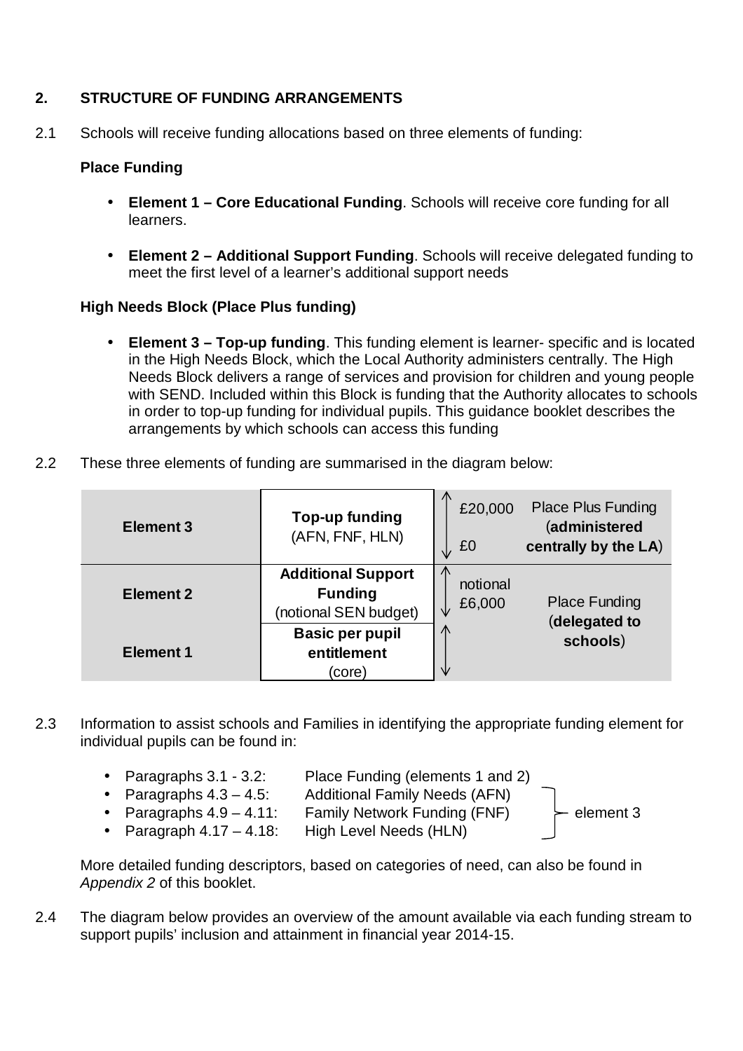## 2. STRUCTURE OF FUNDING ARRANGEMENTS

2.1 Schools will receive funding allocations based on three elements of funding:

**Place Funding**

- **Element 1 – Core Educational Funding**. Schools will receive core funding for all learners.
- **Element 2 – Additional Support Funding**. Schools will receive delegated funding to meet the first level of a learner's additional support needs

**High Needs Block (Place Plus funding)**

- **Element 3 – Top-up funding**. This funding element is learner- specific and is located in the High Needs Block, which the Local Authority administers centrally. The High Needs Block delivers a range of services and provision for children and young people with SEND. Included within this Block is funding that the Authority allocates to schools in order to top-up funding for individual pupils. This guidance booklet describes the arrangements by which schools can access this funding

2.2 These three elements of funding are summarised in the diagram below:

| | | | |
|---|---|---|---|
| **Element 3** | **Top-up funding** (AFN, FNF, HLN) | £20,000 – £0 | Place Plus Funding (**administered centrally by the LA**) |
| **Element 2** | **Additional Support Funding** (notional SEN budget) | notional £6,000 | Place Funding (**delegated to schools**) |
| **Element 1** | **Basic per pupil entitlement** (core) | | |

2.3 Information to assist schools and Families in identifying the appropriate funding element for individual pupils can be found in:

- Paragraphs 3.1 - 3.2: Place Funding (elements 1 and 2)
- Paragraphs 4.3 – 4.5: Additional Family Needs (AFN)
- Paragraphs 4.9 – 4.11: Family Network Funding (FNF)
- Paragraph 4.17 – 4.18: High Level Needs (HLN)

(AFN, FNF and HLN: element 3)

More detailed funding descriptors, based on categories of need, can also be found in *Appendix 2* of this booklet.

2.4 The diagram below provides an overview of the amount available via each funding stream to support pupils' inclusion and attainment in financial year 2014-15.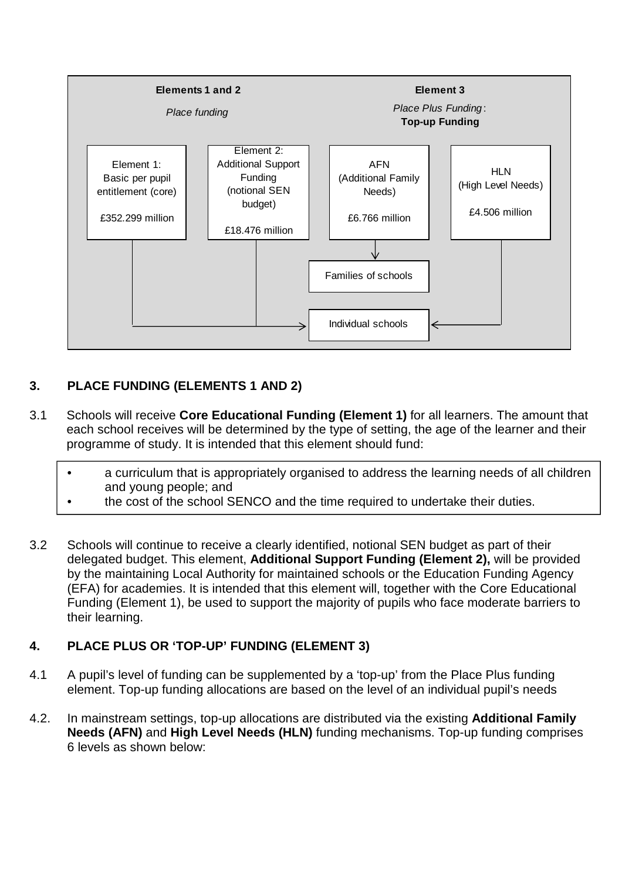**Elements 1 and 2**

*Place funding*

**Element 3**

*Place Plus Funding*: **Top-up Funding**

| Element 1: Basic per pupil entitlement (core) £352.299 million | Element 2: Additional Support Funding (notional SEN budget) £18.476 million | AFN (Additional Family Needs) £6.766 million | HLN (High Level Needs) £4.506 million |
|---|---|---|---|

AFN → Families of schools

Element 1, Element 2 and HLN → Individual schools

## 3. PLACE FUNDING (ELEMENTS 1 AND 2)

3.1 Schools will receive **Core Educational Funding (Element 1)** for all learners. The amount that each school receives will be determined by the type of setting, the age of the learner and their programme of study. It is intended that this element should fund:

- a curriculum that is appropriately organised to address the learning needs of all children and young people; and
- the cost of the school SENCO and the time required to undertake their duties.

3.2 Schools will continue to receive a clearly identified, notional SEN budget as part of their delegated budget. This element, **Additional Support Funding (Element 2),** will be provided by the maintaining Local Authority for maintained schools or the Education Funding Agency (EFA) for academies. It is intended that this element will, together with the Core Educational Funding (Element 1), be used to support the majority of pupils who face moderate barriers to their learning.

## 4. PLACE PLUS OR 'TOP-UP' FUNDING (ELEMENT 3)

4.1 A pupil's level of funding can be supplemented by a 'top-up' from the Place Plus funding element. Top-up funding allocations are based on the level of an individual pupil's needs

4.2. In mainstream settings, top-up allocations are distributed via the existing **Additional Family Needs (AFN)** and **High Level Needs (HLN)** funding mechanisms. Top-up funding comprises 6 levels as shown below: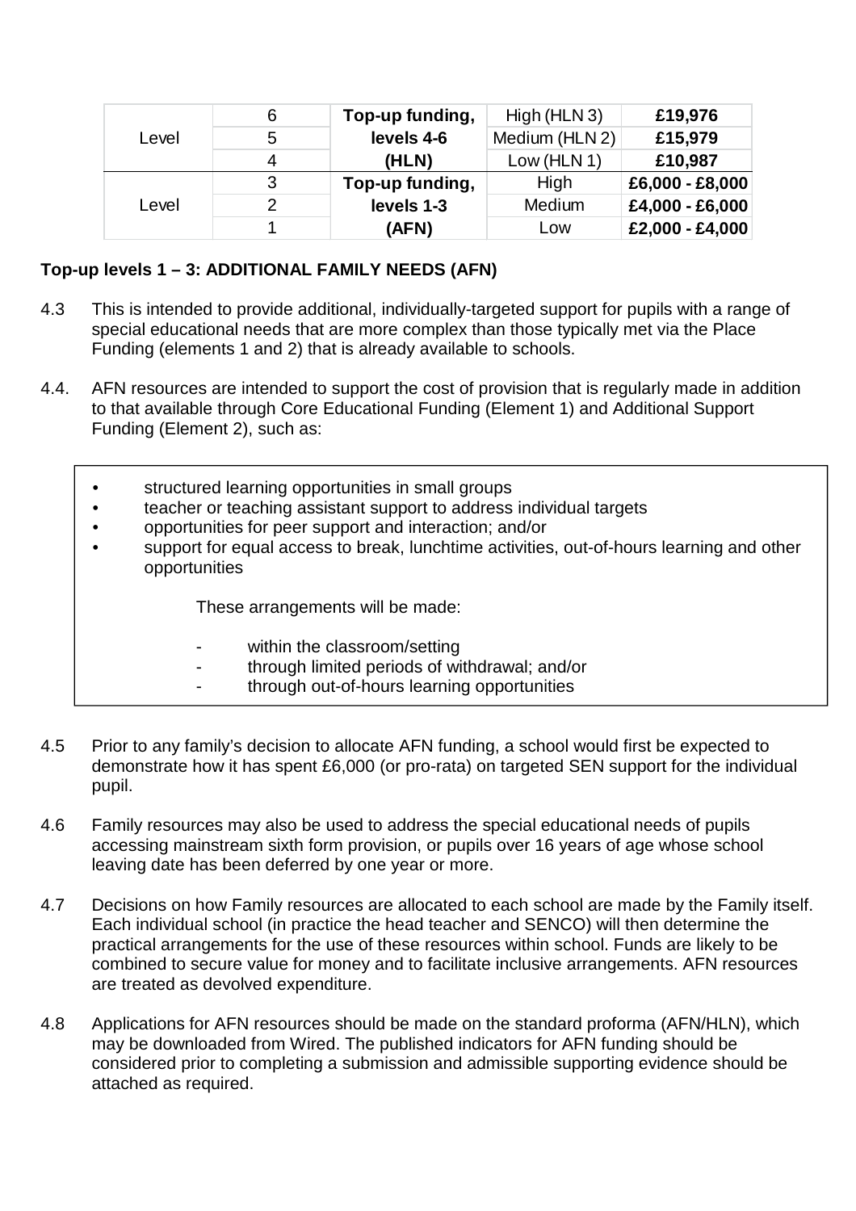| | | | | |
|---|---|---|---|---|
| Level | 6 | **Top-up funding, levels 4-6 (HLN)** | High (HLN 3) | **£19,976** |
| | 5 | | Medium (HLN 2) | **£15,979** |
| | 4 | | Low (HLN 1) | **£10,987** |
| Level | 3 | **Top-up funding, levels 1-3 (AFN)** | High | **£6,000 - £8,000** |
| | 2 | | Medium | **£4,000 - £6,000** |
| | 1 | | Low | **£2,000 - £4,000** |

**Top-up levels 1 – 3: ADDITIONAL FAMILY NEEDS (AFN)**

4.3 This is intended to provide additional, individually-targeted support for pupils with a range of special educational needs that are more complex than those typically met via the Place Funding (elements 1 and 2) that is already available to schools.

4.4. AFN resources are intended to support the cost of provision that is regularly made in addition to that available through Core Educational Funding (Element 1) and Additional Support Funding (Element 2), such as:

- structured learning opportunities in small groups
- teacher or teaching assistant support to address individual targets
- opportunities for peer support and interaction; and/or
- support for equal access to break, lunchtime activities, out-of-hours learning and other opportunities

These arrangements will be made:

- within the classroom/setting
- through limited periods of withdrawal; and/or
- through out-of-hours learning opportunities

4.5 Prior to any family's decision to allocate AFN funding, a school would first be expected to demonstrate how it has spent £6,000 (or pro-rata) on targeted SEN support for the individual pupil.

4.6 Family resources may also be used to address the special educational needs of pupils accessing mainstream sixth form provision, or pupils over 16 years of age whose school leaving date has been deferred by one year or more.

4.7 Decisions on how Family resources are allocated to each school are made by the Family itself. Each individual school (in practice the head teacher and SENCO) will then determine the practical arrangements for the use of these resources within school. Funds are likely to be combined to secure value for money and to facilitate inclusive arrangements. AFN resources are treated as devolved expenditure.

4.8 Applications for AFN resources should be made on the standard proforma (AFN/HLN), which may be downloaded from Wired. The published indicators for AFN funding should be considered prior to completing a submission and admissible supporting evidence should be attached as required.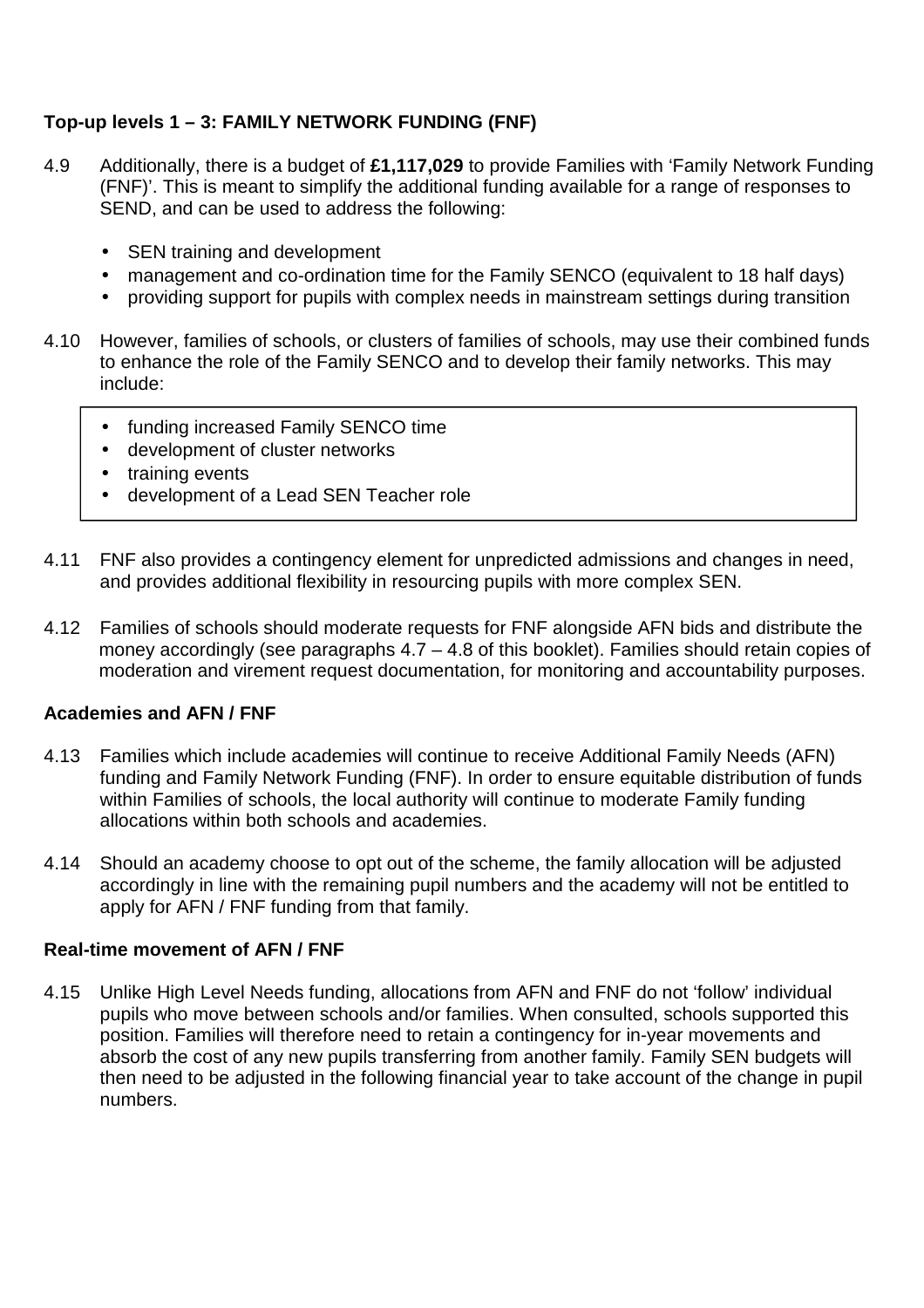**Top-up levels 1 – 3: FAMILY NETWORK FUNDING (FNF)**

4.9 Additionally, there is a budget of **£1,117,029** to provide Families with 'Family Network Funding (FNF)'. This is meant to simplify the additional funding available for a range of responses to SEND, and can be used to address the following:

- SEN training and development
- management and co-ordination time for the Family SENCO (equivalent to 18 half days)
- providing support for pupils with complex needs in mainstream settings during transition

4.10 However, families of schools, or clusters of families of schools, may use their combined funds to enhance the role of the Family SENCO and to develop their family networks. This may include:

- funding increased Family SENCO time
- development of cluster networks
- training events
- development of a Lead SEN Teacher role

4.11 FNF also provides a contingency element for unpredicted admissions and changes in need, and provides additional flexibility in resourcing pupils with more complex SEN.

4.12 Families of schools should moderate requests for FNF alongside AFN bids and distribute the money accordingly (see paragraphs 4.7 – 4.8 of this booklet). Families should retain copies of moderation and virement request documentation, for monitoring and accountability purposes.

**Academies and AFN / FNF**

4.13 Families which include academies will continue to receive Additional Family Needs (AFN) funding and Family Network Funding (FNF). In order to ensure equitable distribution of funds within Families of schools, the local authority will continue to moderate Family funding allocations within both schools and academies.

4.14 Should an academy choose to opt out of the scheme, the family allocation will be adjusted accordingly in line with the remaining pupil numbers and the academy will not be entitled to apply for AFN / FNF funding from that family.

**Real-time movement of AFN / FNF**

4.15 Unlike High Level Needs funding, allocations from AFN and FNF do not 'follow' individual pupils who move between schools and/or families. When consulted, schools supported this position. Families will therefore need to retain a contingency for in-year movements and absorb the cost of any new pupils transferring from another family. Family SEN budgets will then need to be adjusted in the following financial year to take account of the change in pupil numbers.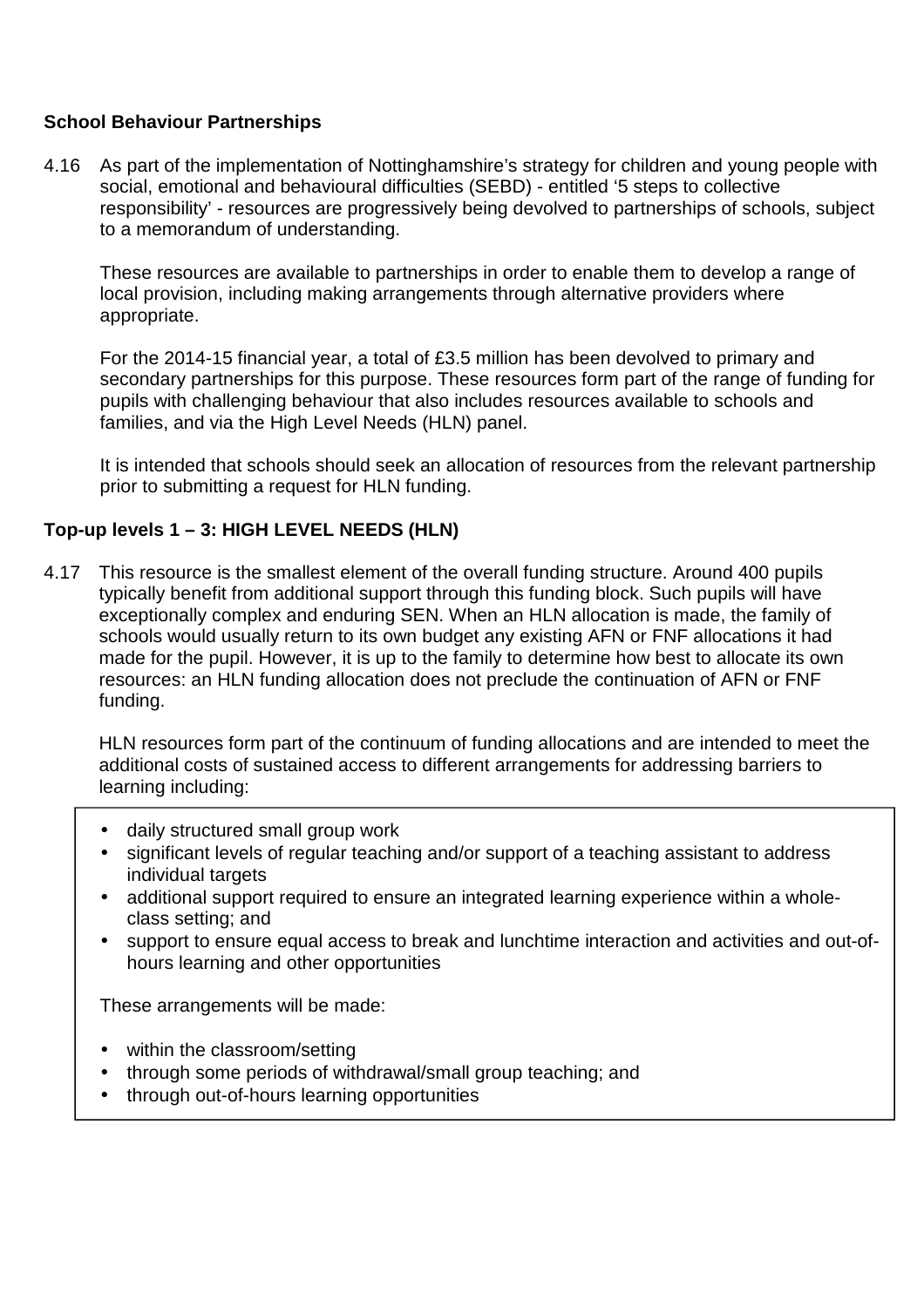**School Behaviour Partnerships**

4.16 As part of the implementation of Nottinghamshire's strategy for children and young people with social, emotional and behavioural difficulties (SEBD) - entitled '5 steps to collective responsibility' - resources are progressively being devolved to partnerships of schools, subject to a memorandum of understanding.

These resources are available to partnerships in order to enable them to develop a range of local provision, including making arrangements through alternative providers where appropriate.

For the 2014-15 financial year, a total of £3.5 million has been devolved to primary and secondary partnerships for this purpose. These resources form part of the range of funding for pupils with challenging behaviour that also includes resources available to schools and families, and via the High Level Needs (HLN) panel.

It is intended that schools should seek an allocation of resources from the relevant partnership prior to submitting a request for HLN funding.

**Top-up levels 1 – 3: HIGH LEVEL NEEDS (HLN)**

4.17 This resource is the smallest element of the overall funding structure. Around 400 pupils typically benefit from additional support through this funding block. Such pupils will have exceptionally complex and enduring SEN. When an HLN allocation is made, the family of schools would usually return to its own budget any existing AFN or FNF allocations it had made for the pupil. However, it is up to the family to determine how best to allocate its own resources: an HLN funding allocation does not preclude the continuation of AFN or FNF funding.

HLN resources form part of the continuum of funding allocations and are intended to meet the additional costs of sustained access to different arrangements for addressing barriers to learning including:

- daily structured small group work
- significant levels of regular teaching and/or support of a teaching assistant to address individual targets
- additional support required to ensure an integrated learning experience within a whole-class setting; and
- support to ensure equal access to break and lunchtime interaction and activities and out-of-hours learning and other opportunities

These arrangements will be made:

- within the classroom/setting
- through some periods of withdrawal/small group teaching; and
- through out-of-hours learning opportunities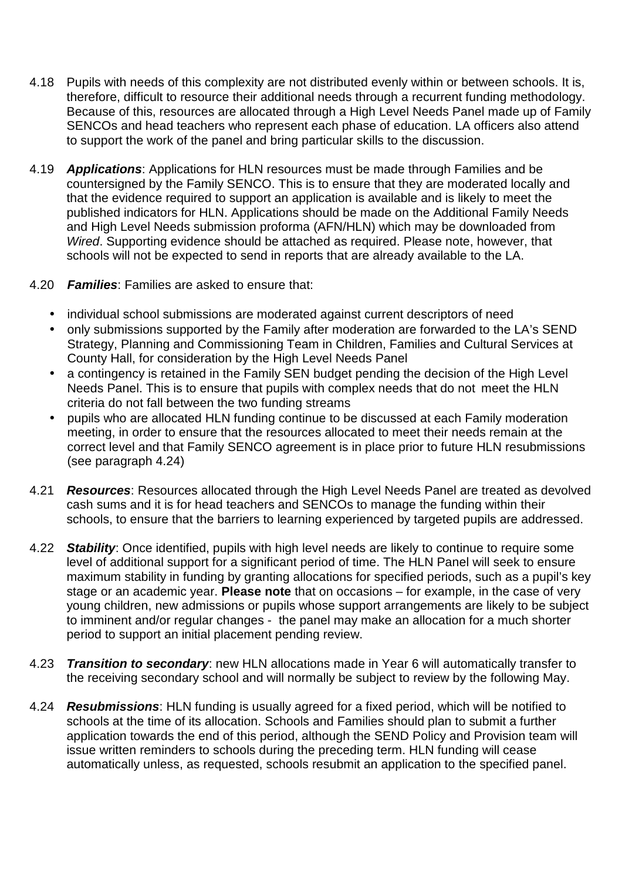4.18 Pupils with needs of this complexity are not distributed evenly within or between schools. It is, therefore, difficult to resource their additional needs through a recurrent funding methodology. Because of this, resources are allocated through a High Level Needs Panel made up of Family SENCOs and head teachers who represent each phase of education. LA officers also attend to support the work of the panel and bring particular skills to the discussion.

4.19 ***Applications***: Applications for HLN resources must be made through Families and be countersigned by the Family SENCO. This is to ensure that they are moderated locally and that the evidence required to support an application is available and is likely to meet the published indicators for HLN. Applications should be made on the Additional Family Needs and High Level Needs submission proforma (AFN/HLN) which may be downloaded from *Wired*. Supporting evidence should be attached as required. Please note, however, that schools will not be expected to send in reports that are already available to the LA.

4.20 ***Families***: Families are asked to ensure that:

- individual school submissions are moderated against current descriptors of need
- only submissions supported by the Family after moderation are forwarded to the LA's SEND Strategy, Planning and Commissioning Team in Children, Families and Cultural Services at County Hall, for consideration by the High Level Needs Panel
- a contingency is retained in the Family SEN budget pending the decision of the High Level Needs Panel. This is to ensure that pupils with complex needs that do not meet the HLN criteria do not fall between the two funding streams
- pupils who are allocated HLN funding continue to be discussed at each Family moderation meeting, in order to ensure that the resources allocated to meet their needs remain at the correct level and that Family SENCO agreement is in place prior to future HLN resubmissions (see paragraph 4.24)

4.21 ***Resources***: Resources allocated through the High Level Needs Panel are treated as devolved cash sums and it is for head teachers and SENCOs to manage the funding within their schools, to ensure that the barriers to learning experienced by targeted pupils are addressed.

4.22 ***Stability***: Once identified, pupils with high level needs are likely to continue to require some level of additional support for a significant period of time. The HLN Panel will seek to ensure maximum stability in funding by granting allocations for specified periods, such as a pupil's key stage or an academic year. **Please note** that on occasions – for example, in the case of very young children, new admissions or pupils whose support arrangements are likely to be subject to imminent and/or regular changes - the panel may make an allocation for a much shorter period to support an initial placement pending review.

4.23 ***Transition to secondary***: new HLN allocations made in Year 6 will automatically transfer to the receiving secondary school and will normally be subject to review by the following May.

4.24 ***Resubmissions***: HLN funding is usually agreed for a fixed period, which will be notified to schools at the time of its allocation. Schools and Families should plan to submit a further application towards the end of this period, although the SEND Policy and Provision team will issue written reminders to schools during the preceding term. HLN funding will cease automatically unless, as requested, schools resubmit an application to the specified panel.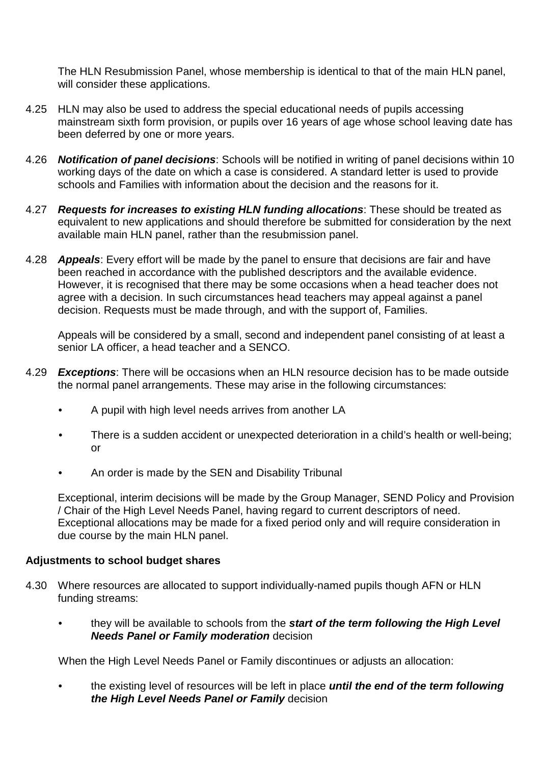The HLN Resubmission Panel, whose membership is identical to that of the main HLN panel, will consider these applications.

4.25 HLN may also be used to address the special educational needs of pupils accessing mainstream sixth form provision, or pupils over 16 years of age whose school leaving date has been deferred by one or more years.

4.26 ***Notification of panel decisions***: Schools will be notified in writing of panel decisions within 10 working days of the date on which a case is considered. A standard letter is used to provide schools and Families with information about the decision and the reasons for it.

4.27 ***Requests for increases to existing HLN funding allocations***: These should be treated as equivalent to new applications and should therefore be submitted for consideration by the next available main HLN panel, rather than the resubmission panel.

4.28 ***Appeals***: Every effort will be made by the panel to ensure that decisions are fair and have been reached in accordance with the published descriptors and the available evidence. However, it is recognised that there may be some occasions when a head teacher does not agree with a decision. In such circumstances head teachers may appeal against a panel decision. Requests must be made through, and with the support of, Families.

Appeals will be considered by a small, second and independent panel consisting of at least a senior LA officer, a head teacher and a SENCO.

4.29 ***Exceptions***: There will be occasions when an HLN resource decision has to be made outside the normal panel arrangements. These may arise in the following circumstances:

- A pupil with high level needs arrives from another LA
- There is a sudden accident or unexpected deterioration in a child's health or well-being; or
- An order is made by the SEN and Disability Tribunal

Exceptional, interim decisions will be made by the Group Manager, SEND Policy and Provision / Chair of the High Level Needs Panel, having regard to current descriptors of need. Exceptional allocations may be made for a fixed period only and will require consideration in due course by the main HLN panel.

**Adjustments to school budget shares**

4.30 Where resources are allocated to support individually-named pupils though AFN or HLN funding streams:

- they will be available to schools from the ***start of the term following the High Level Needs Panel or Family moderation*** decision

When the High Level Needs Panel or Family discontinues or adjusts an allocation:

- the existing level of resources will be left in place ***until the end of the term following the High Level Needs Panel or Family*** decision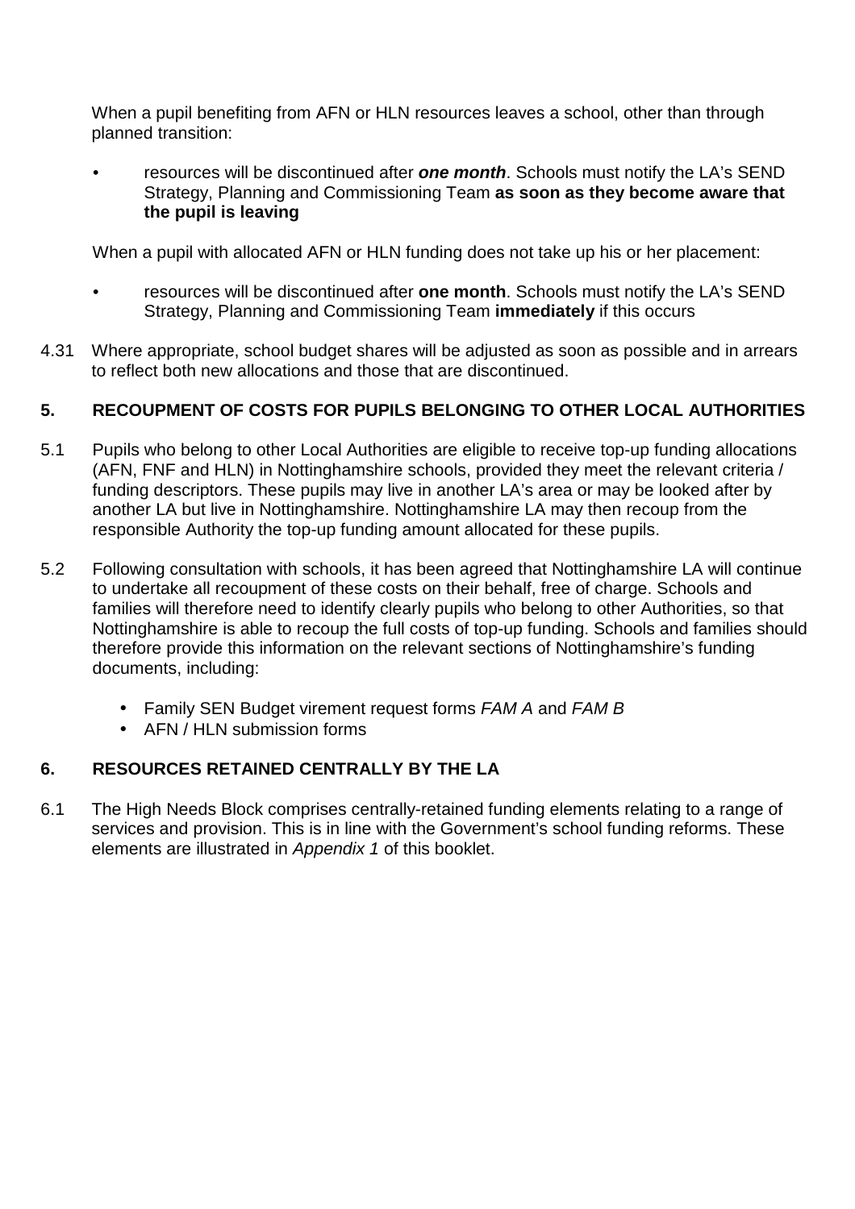When a pupil benefiting from AFN or HLN resources leaves a school, other than through planned transition:

- resources will be discontinued after ***one month***. Schools must notify the LA's SEND Strategy, Planning and Commissioning Team **as soon as they become aware that the pupil is leaving**

When a pupil with allocated AFN or HLN funding does not take up his or her placement:

- resources will be discontinued after **one month**. Schools must notify the LA's SEND Strategy, Planning and Commissioning Team **immediately** if this occurs

4.31 Where appropriate, school budget shares will be adjusted as soon as possible and in arrears to reflect both new allocations and those that are discontinued.

## 5. RECOUPMENT OF COSTS FOR PUPILS BELONGING TO OTHER LOCAL AUTHORITIES

5.1 Pupils who belong to other Local Authorities are eligible to receive top-up funding allocations (AFN, FNF and HLN) in Nottinghamshire schools, provided they meet the relevant criteria / funding descriptors. These pupils may live in another LA's area or may be looked after by another LA but live in Nottinghamshire. Nottinghamshire LA may then recoup from the responsible Authority the top-up funding amount allocated for these pupils.

5.2 Following consultation with schools, it has been agreed that Nottinghamshire LA will continue to undertake all recoupment of these costs on their behalf, free of charge. Schools and families will therefore need to identify clearly pupils who belong to other Authorities, so that Nottinghamshire is able to recoup the full costs of top-up funding. Schools and families should therefore provide this information on the relevant sections of Nottinghamshire's funding documents, including:

- Family SEN Budget virement request forms *FAM A* and *FAM B*
- AFN / HLN submission forms

## 6. RESOURCES RETAINED CENTRALLY BY THE LA

6.1 The High Needs Block comprises centrally-retained funding elements relating to a range of services and provision. This is in line with the Government's school funding reforms. These elements are illustrated in *Appendix 1* of this booklet.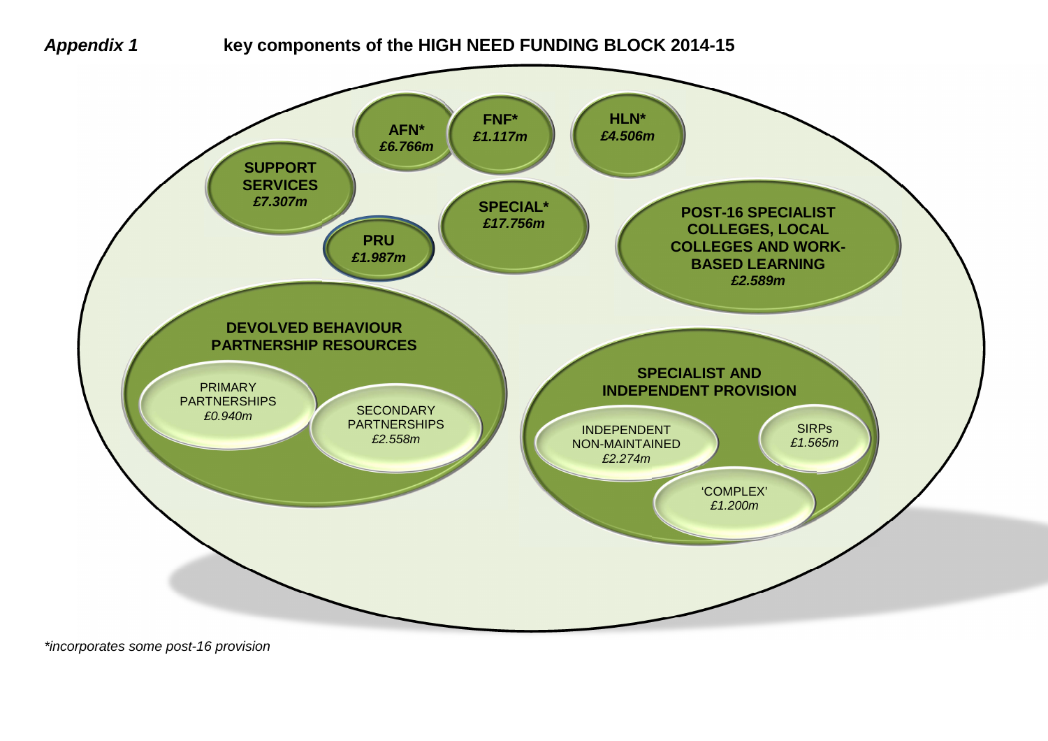***Appendix 1*** **key components of the HIGH NEED FUNDING BLOCK 2014-15**

**AFN***
***£6.766m***

**FNF***
***£1.117m***

**HLN***
***£4.506m***

**SUPPORT SERVICES**
***£7.307m***

**SPECIAL***
***£17.756m***

**PRU**
***£1.987m***

**POST-16 SPECIALIST COLLEGES, LOCAL COLLEGES AND WORK-BASED LEARNING**
***£2.589m***

**DEVOLVED BEHAVIOUR PARTNERSHIP RESOURCES**

- PRIMARY PARTNERSHIPS *£0.940m*
- SECONDARY PARTNERSHIPS *£2.558m*

**SPECIALIST AND INDEPENDENT PROVISION**

- INDEPENDENT NON-MAINTAINED *£2.274m*
- SIRPs *£1.565m*
- 'COMPLEX' *£1.200m*

*\*incorporates some post-16 provision*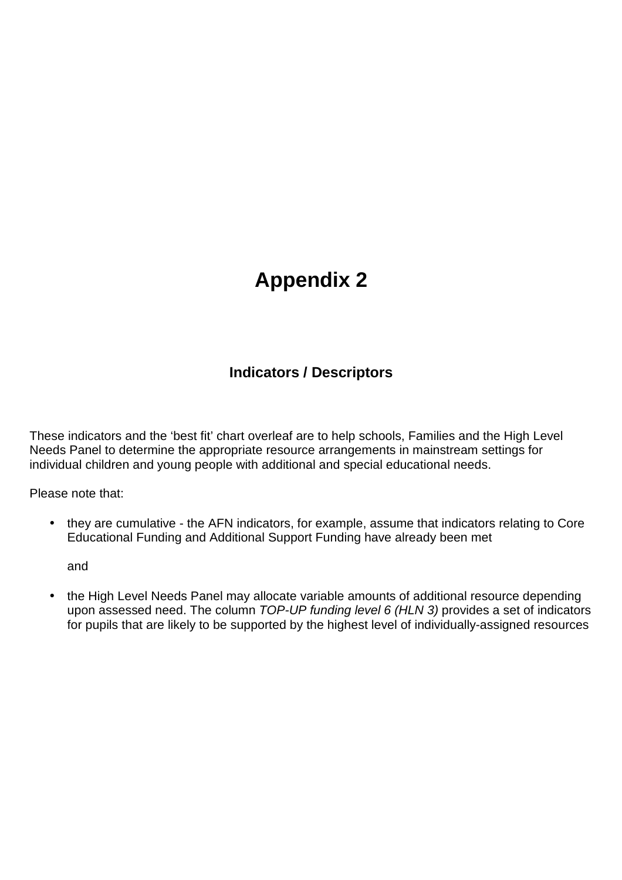# Appendix 2

## Indicators / Descriptors

These indicators and the 'best fit' chart overleaf are to help schools, Families and the High Level Needs Panel to determine the appropriate resource arrangements in mainstream settings for individual children and young people with additional and special educational needs.

Please note that:

- they are cumulative - the AFN indicators, for example, assume that indicators relating to Core Educational Funding and Additional Support Funding have already been met

  and

- the High Level Needs Panel may allocate variable amounts of additional resource depending upon assessed need. The column *TOP-UP funding level 6 (HLN 3)* provides a set of indicators for pupils that are likely to be supported by the highest level of individually-assigned resources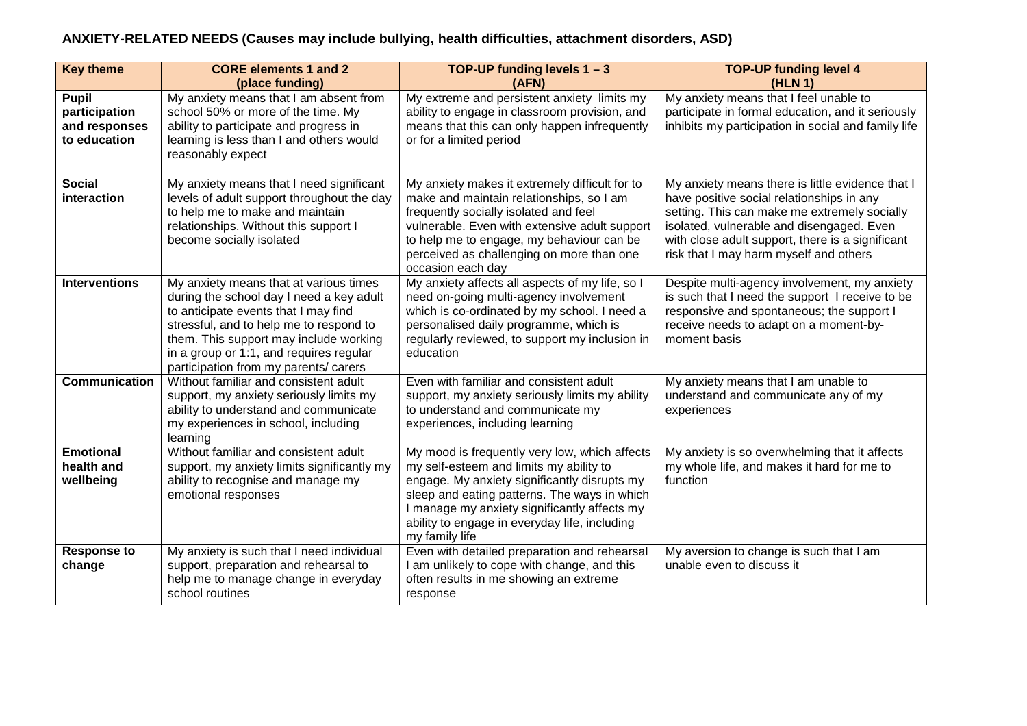**ANXIETY-RELATED NEEDS (Causes may include bullying, health difficulties, attachment disorders, ASD)**

| Key theme | CORE elements 1 and 2 (place funding) | TOP-UP funding levels 1 – 3 (AFN) | TOP-UP funding level 4 (HLN 1) |
|---|---|---|---|
| **Pupil participation and responses to education** | My anxiety means that I am absent from school 50% or more of the time. My ability to participate and progress in learning is less than I and others would reasonably expect | My extreme and persistent anxiety limits my ability to engage in classroom provision, and means that this can only happen infrequently or for a limited period | My anxiety means that I feel unable to participate in formal education, and it seriously inhibits my participation in social and family life |
| **Social interaction** | My anxiety means that I need significant levels of adult support throughout the day to help me to make and maintain relationships. Without this support I become socially isolated | My anxiety makes it extremely difficult for to make and maintain relationships, so I am frequently socially isolated and feel vulnerable. Even with extensive adult support to help me to engage, my behaviour can be perceived as challenging on more than one occasion each day | My anxiety means there is little evidence that I have positive social relationships in any setting. This can make me extremely socially isolated, vulnerable and disengaged. Even with close adult support, there is a significant risk that I may harm myself and others |
| **Interventions** | My anxiety means that at various times during the school day I need a key adult to anticipate events that I may find stressful, and to help me to respond to them. This support may include working in a group or 1:1, and requires regular participation from my parents/ carers | My anxiety affects all aspects of my life, so I need on-going multi-agency involvement which is co-ordinated by my school. I need a personalised daily programme, which is regularly reviewed, to support my inclusion in education | Despite multi-agency involvement, my anxiety is such that I need the support I receive to be responsive and spontaneous; the support I receive needs to adapt on a moment-by-moment basis |
| **Communication** | Without familiar and consistent adult support, my anxiety seriously limits my ability to understand and communicate my experiences in school, including learning | Even with familiar and consistent adult support, my anxiety seriously limits my ability to understand and communicate my experiences, including learning | My anxiety means that I am unable to understand and communicate any of my experiences |
| **Emotional health and wellbeing** | Without familiar and consistent adult support, my anxiety limits significantly my ability to recognise and manage my emotional responses | My mood is frequently very low, which affects my self-esteem and limits my ability to engage. My anxiety significantly disrupts my sleep and eating patterns. The ways in which I manage my anxiety significantly affects my ability to engage in everyday life, including my family life | My anxiety is so overwhelming that it affects my whole life, and makes it hard for me to function |
| **Response to change** | My anxiety is such that I need individual support, preparation and rehearsal to help me to manage change in everyday school routines | Even with detailed preparation and rehearsal I am unlikely to cope with change, and this often results in me showing an extreme response | My aversion to change is such that I am unable even to discuss it |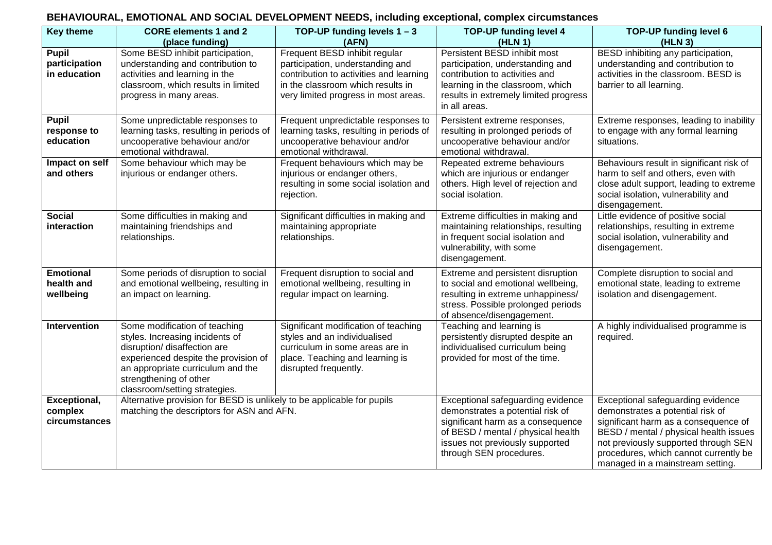## BEHAVIOURAL, EMOTIONAL AND SOCIAL DEVELOPMENT NEEDS, including exceptional, complex circumstances

| Key theme | CORE elements 1 and 2 (place funding) | TOP-UP funding levels 1 – 3 (AFN) | TOP-UP funding level 4 (HLN 1) | TOP-UP funding level 6 (HLN 3) |
|---|---|---|---|---|
| **Pupil participation in education** | Some BESD inhibit participation, understanding and contribution to activities and learning in the classroom, which results in limited progress in many areas. | Frequent BESD inhibit regular participation, understanding and contribution to activities and learning in the classroom which results in very limited progress in most areas. | Persistent BESD inhibit most participation, understanding and contribution to activities and learning in the classroom, which results in extremely limited progress in all areas. | BESD inhibiting any participation, understanding and contribution to activities in the classroom. BESD is barrier to all learning. |
| **Pupil response to education** | Some unpredictable responses to learning tasks, resulting in periods of uncooperative behaviour and/or emotional withdrawal. | Frequent unpredictable responses to learning tasks, resulting in periods of uncooperative behaviour and/or emotional withdrawal. | Persistent extreme responses, resulting in prolonged periods of uncooperative behaviour and/or emotional withdrawal. | Extreme responses, leading to inability to engage with any formal learning situations. |
| **Impact on self and others** | Some behaviour which may be injurious or endanger others. | Frequent behaviours which may be injurious or endanger others, resulting in some social isolation and rejection. | Repeated extreme behaviours which are injurious or endanger others. High level of rejection and social isolation. | Behaviours result in significant risk of harm to self and others, even with close adult support, leading to extreme social isolation, vulnerability and disengagement. |
| **Social interaction** | Some difficulties in making and maintaining friendships and relationships. | Significant difficulties in making and maintaining appropriate relationships. | Extreme difficulties in making and maintaining relationships, resulting in frequent social isolation and vulnerability, with some disengagement. | Little evidence of positive social relationships, resulting in extreme social isolation, vulnerability and disengagement. |
| **Emotional health and wellbeing** | Some periods of disruption to social and emotional wellbeing, resulting in an impact on learning. | Frequent disruption to social and emotional wellbeing, resulting in regular impact on learning. | Extreme and persistent disruption to social and emotional wellbeing, resulting in extreme unhappiness/ stress. Possible prolonged periods of absence/disengagement. | Complete disruption to social and emotional state, leading to extreme isolation and disengagement. |
| **Intervention** | Some modification of teaching styles. Increasing incidents of disruption/ disaffection are experienced despite the provision of an appropriate curriculum and the strengthening of other classroom/setting strategies. | Significant modification of teaching styles and an individualised curriculum in some areas are in place. Teaching and learning is disrupted frequently. | Teaching and learning is persistently disrupted despite an individualised curriculum being provided for most of the time. | A highly individualised programme is required. |
| **Exceptional, complex circumstances** | Alternative provision for BESD is unlikely to be applicable for pupils matching the descriptors for ASN and AFN. | | Exceptional safeguarding evidence demonstrates a potential risk of significant harm as a consequence of BESD / mental / physical health issues not previously supported through SEN procedures. | Exceptional safeguarding evidence demonstrates a potential risk of significant harm as a consequence of BESD / mental / physical health issues not previously supported through SEN procedures, which cannot currently be managed in a mainstream setting. |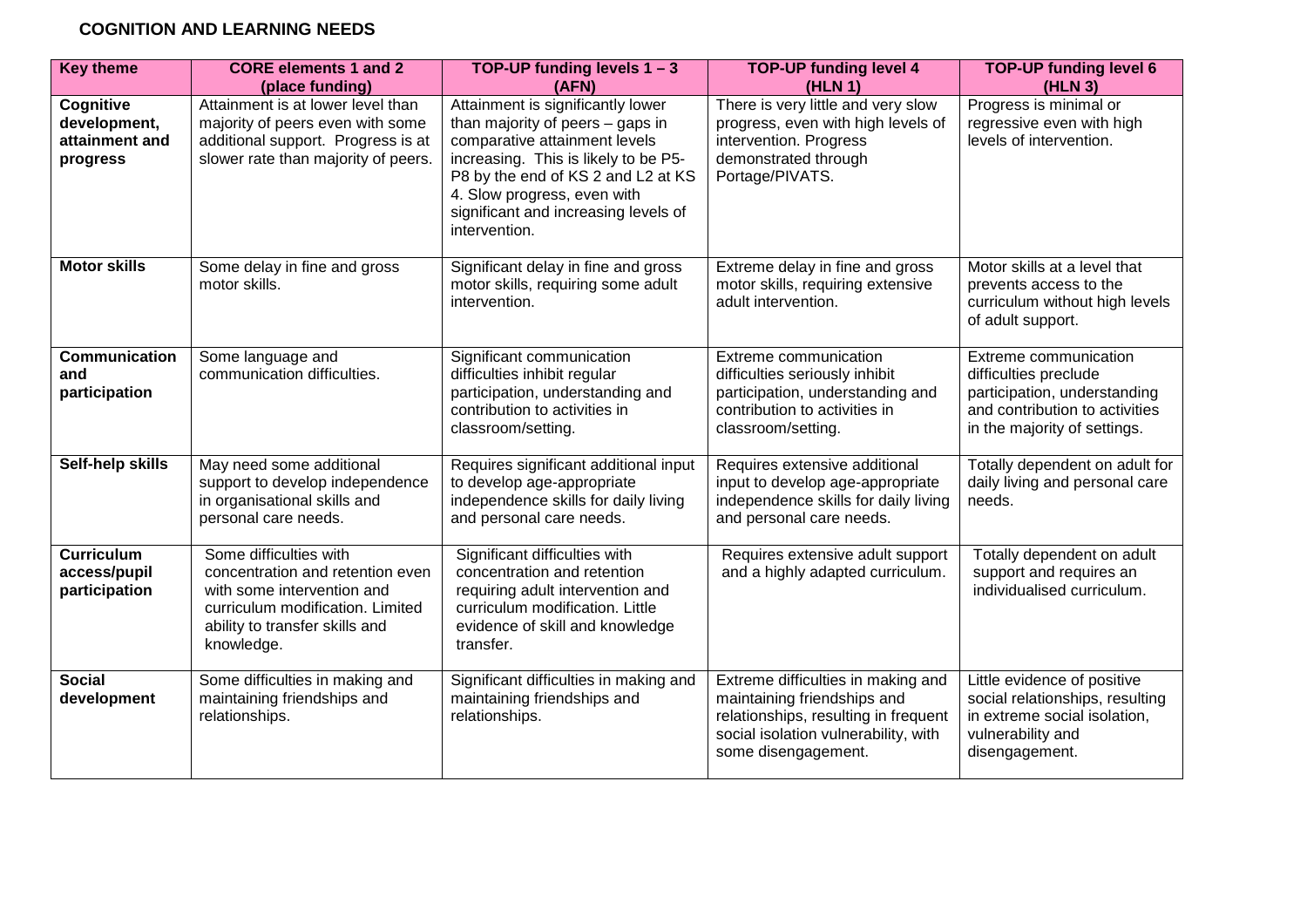## COGNITION AND LEARNING NEEDS

| Key theme | CORE elements 1 and 2 (place funding) | TOP-UP funding levels 1 – 3 (AFN) | TOP-UP funding level 4 (HLN 1) | TOP-UP funding level 6 (HLN 3) |
|---|---|---|---|---|
| **Cognitive development, attainment and progress** | Attainment is at lower level than majority of peers even with some additional support. Progress is at slower rate than majority of peers. | Attainment is significantly lower than majority of peers – gaps in comparative attainment levels increasing. This is likely to be P5-P8 by the end of KS 2 and L2 at KS 4. Slow progress, even with significant and increasing levels of intervention. | There is very little and very slow progress, even with high levels of intervention. Progress demonstrated through Portage/PIVATS. | Progress is minimal or regressive even with high levels of intervention. |
| **Motor skills** | Some delay in fine and gross motor skills. | Significant delay in fine and gross motor skills, requiring some adult intervention. | Extreme delay in fine and gross motor skills, requiring extensive adult intervention. | Motor skills at a level that prevents access to the curriculum without high levels of adult support. |
| **Communication and participation** | Some language and communication difficulties. | Significant communication difficulties inhibit regular participation, understanding and contribution to activities in classroom/setting. | Extreme communication difficulties seriously inhibit participation, understanding and contribution to activities in classroom/setting. | Extreme communication difficulties preclude participation, understanding and contribution to activities in the majority of settings. |
| **Self-help skills** | May need some additional support to develop independence in organisational skills and personal care needs. | Requires significant additional input to develop age-appropriate independence skills for daily living and personal care needs. | Requires extensive additional input to develop age-appropriate independence skills for daily living and personal care needs. | Totally dependent on adult for daily living and personal care needs. |
| **Curriculum access/pupil participation** | Some difficulties with concentration and retention even with some intervention and curriculum modification. Limited ability to transfer skills and knowledge. | Significant difficulties with concentration and retention requiring adult intervention and curriculum modification. Little evidence of skill and knowledge transfer. | Requires extensive adult support and a highly adapted curriculum. | Totally dependent on adult support and requires an individualised curriculum. |
| **Social development** | Some difficulties in making and maintaining friendships and relationships. | Significant difficulties in making and maintaining friendships and relationships. | Extreme difficulties in making and maintaining friendships and relationships, resulting in frequent social isolation vulnerability, with some disengagement. | Little evidence of positive social relationships, resulting in extreme social isolation, vulnerability and disengagement. |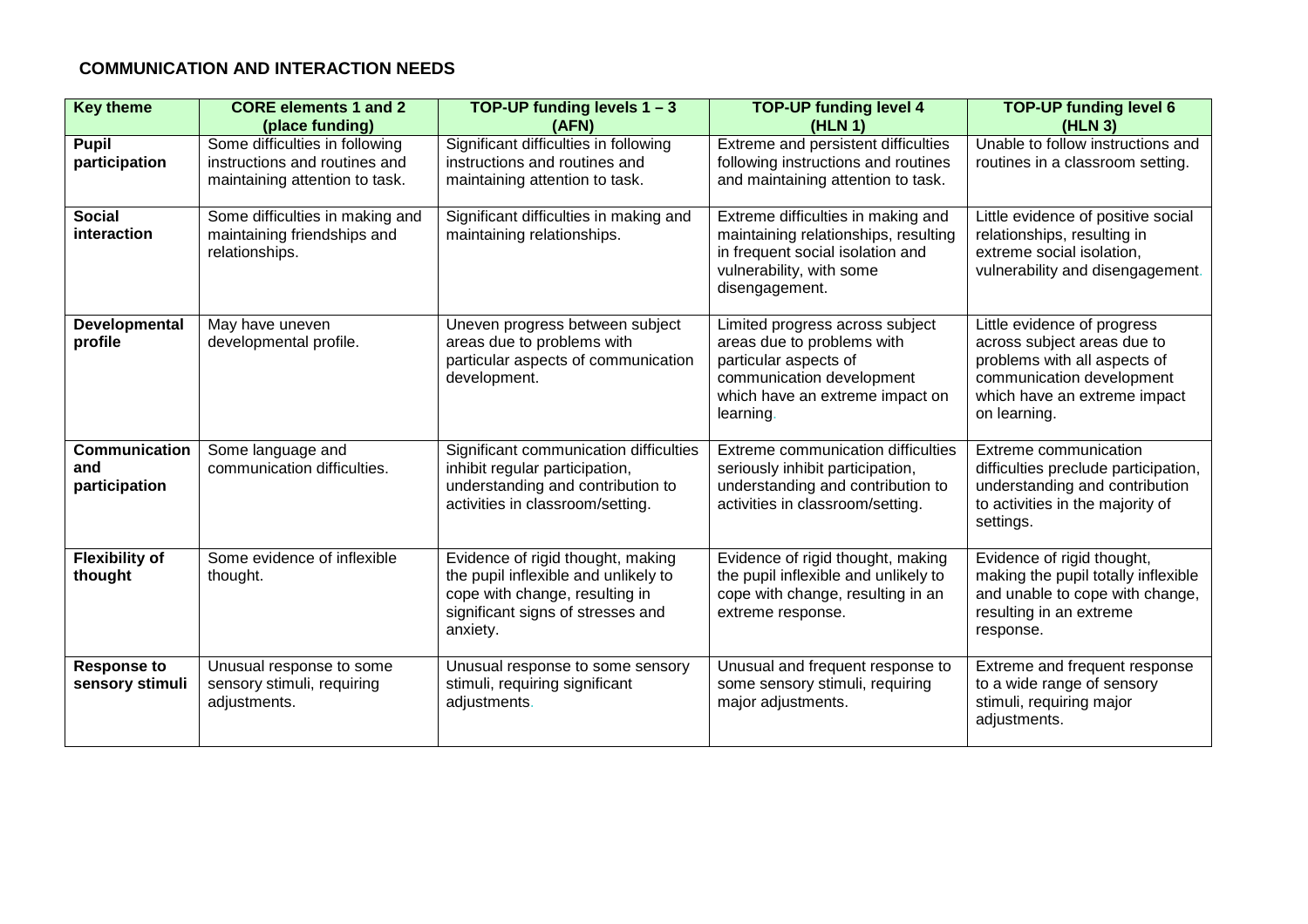**COMMUNICATION AND INTERACTION NEEDS**

| Key theme | CORE elements 1 and 2 (place funding) | TOP-UP funding levels 1 – 3 (AFN) | TOP-UP funding level 4 (HLN 1) | TOP-UP funding level 6 (HLN 3) |
|---|---|---|---|---|
| **Pupil participation** | Some difficulties in following instructions and routines and maintaining attention to task. | Significant difficulties in following instructions and routines and maintaining attention to task. | Extreme and persistent difficulties following instructions and routines and maintaining attention to task. | Unable to follow instructions and routines in a classroom setting. |
| **Social interaction** | Some difficulties in making and maintaining friendships and relationships. | Significant difficulties in making and maintaining relationships. | Extreme difficulties in making and maintaining relationships, resulting in frequent social isolation and vulnerability, with some disengagement. | Little evidence of positive social relationships, resulting in extreme social isolation, vulnerability and disengagement. |
| **Developmental profile** | May have uneven developmental profile. | Uneven progress between subject areas due to problems with particular aspects of communication development. | Limited progress across subject areas due to problems with particular aspects of communication development which have an extreme impact on learning. | Little evidence of progress across subject areas due to problems with all aspects of communication development which have an extreme impact on learning. |
| **Communication and participation** | Some language and communication difficulties. | Significant communication difficulties inhibit regular participation, understanding and contribution to activities in classroom/setting. | Extreme communication difficulties seriously inhibit participation, understanding and contribution to activities in classroom/setting. | Extreme communication difficulties preclude participation, understanding and contribution to activities in the majority of settings. |
| **Flexibility of thought** | Some evidence of inflexible thought. | Evidence of rigid thought, making the pupil inflexible and unlikely to cope with change, resulting in significant signs of stresses and anxiety. | Evidence of rigid thought, making the pupil inflexible and unlikely to cope with change, resulting in an extreme response. | Evidence of rigid thought, making the pupil totally inflexible and unable to cope with change, resulting in an extreme response. |
| **Response to sensory stimuli** | Unusual response to some sensory stimuli, requiring adjustments. | Unusual response to some sensory stimuli, requiring significant adjustments. | Unusual and frequent response to some sensory stimuli, requiring major adjustments. | Extreme and frequent response to a wide range of sensory stimuli, requiring major adjustments. |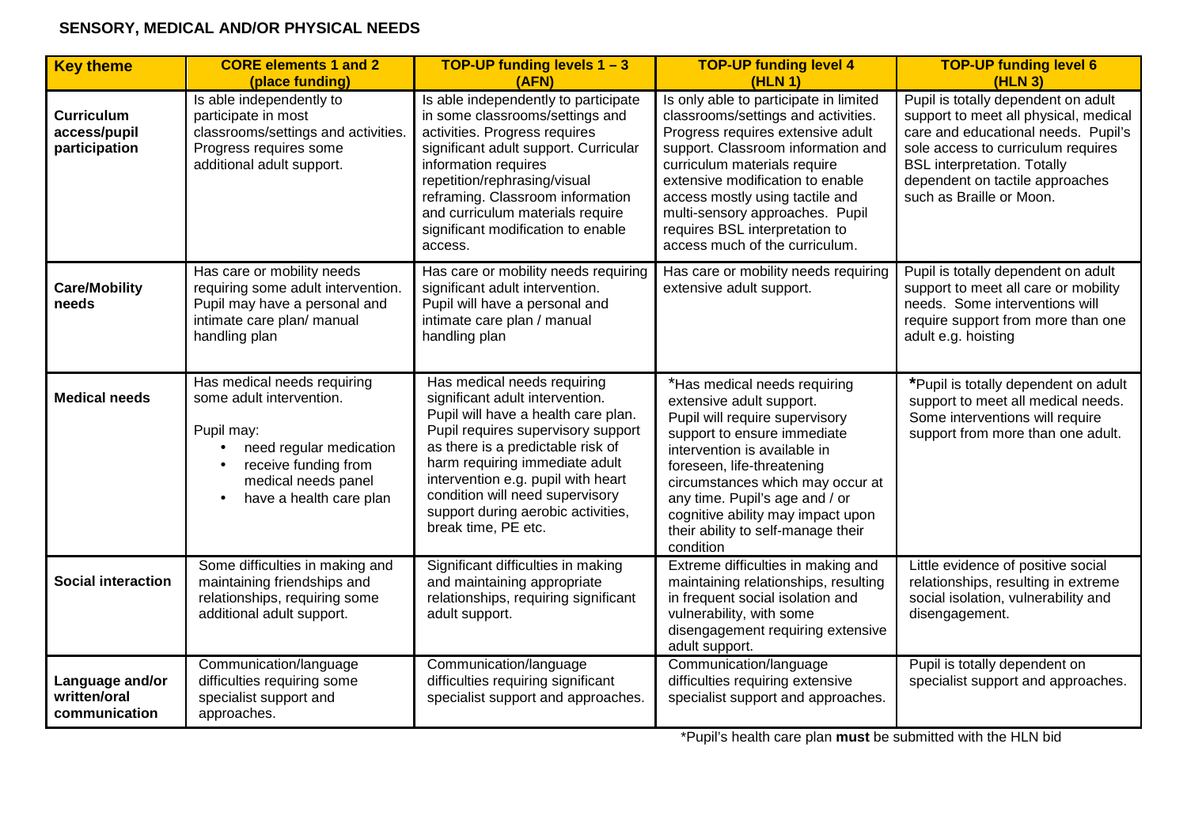## SENSORY, MEDICAL AND/OR PHYSICAL NEEDS

| Key theme | CORE elements 1 and 2 (place funding) | TOP-UP funding levels 1 – 3 (AFN) | TOP-UP funding level 4 (HLN 1) | TOP-UP funding level 6 (HLN 3) |
|---|---|---|---|---|
| **Curriculum access/pupil participation** | Is able independently to participate in most classrooms/settings and activities. Progress requires some additional adult support. | Is able independently to participate in some classrooms/settings and activities. Progress requires significant adult support. Curricular information requires repetition/rephrasing/visual reframing. Classroom information and curriculum materials require significant modification to enable access. | Is only able to participate in limited classrooms/settings and activities. Progress requires extensive adult support. Classroom information and curriculum materials require extensive modification to enable access mostly using tactile and multi-sensory approaches. Pupil requires BSL interpretation to access much of the curriculum. | Pupil is totally dependent on adult support to meet all physical, medical care and educational needs. Pupil's sole access to curriculum requires BSL interpretation. Totally dependent on tactile approaches such as Braille or Moon. |
| **Care/Mobility needs** | Has care or mobility needs requiring some adult intervention. Pupil may have a personal and intimate care plan/ manual handling plan | Has care or mobility needs requiring significant adult intervention. Pupil will have a personal and intimate care plan / manual handling plan | Has care or mobility needs requiring extensive adult support. | Pupil is totally dependent on adult support to meet all care or mobility needs. Some interventions will require support from more than one adult e.g. hoisting |
| **Medical needs** | Has medical needs requiring some adult intervention.<br><br>Pupil may:<br>• need regular medication<br>• receive funding from medical needs panel<br>• have a health care plan | Has medical needs requiring significant adult intervention. Pupil will have a health care plan. Pupil requires supervisory support as there is a predictable risk of harm requiring immediate adult intervention e.g. pupil with heart condition will need supervisory support during aerobic activities, break time, PE etc. | *Has medical needs requiring extensive adult support. Pupil will require supervisory support to ensure immediate intervention is available in foreseen, life-threatening circumstances which may occur at any time. Pupil's age and / or cognitive ability may impact upon their ability to self-manage their condition | *Pupil is totally dependent on adult support to meet all medical needs. Some interventions will require support from more than one adult. |
| **Social interaction** | Some difficulties in making and maintaining friendships and relationships, requiring some additional adult support. | Significant difficulties in making and maintaining appropriate relationships, requiring significant adult support. | Extreme difficulties in making and maintaining relationships, resulting in frequent social isolation and vulnerability, with some disengagement requiring extensive adult support. | Little evidence of positive social relationships, resulting in extreme social isolation, vulnerability and disengagement. |
| **Language and/or written/oral communication** | Communication/language difficulties requiring some specialist support and approaches. | Communication/language difficulties requiring significant specialist support and approaches. | Communication/language difficulties requiring extensive specialist support and approaches. | Pupil is totally dependent on specialist support and approaches. |

*Pupil's health care plan **must** be submitted with the HLN bid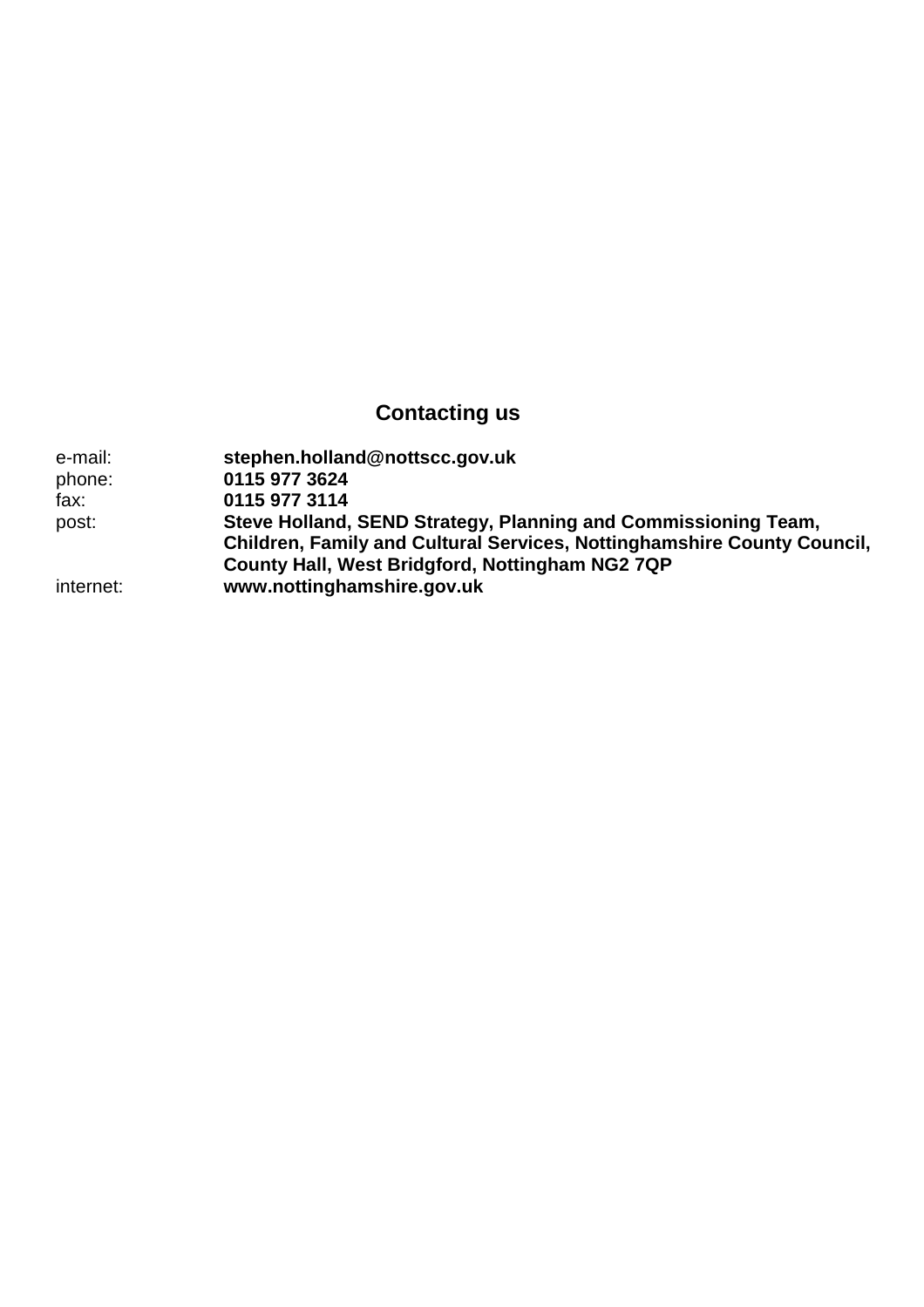## Contacting us

| | |
|---|---|
| e-mail: | **stephen.holland@nottscc.gov.uk** |
| phone: | **0115 977 3624** |
| fax: | **0115 977 3114** |
| post: | **Steve Holland, SEND Strategy, Planning and Commissioning Team, Children, Family and Cultural Services, Nottinghamshire County Council, County Hall, West Bridgford, Nottingham NG2 7QP** |
| internet: | **www.nottinghamshire.gov.uk** |